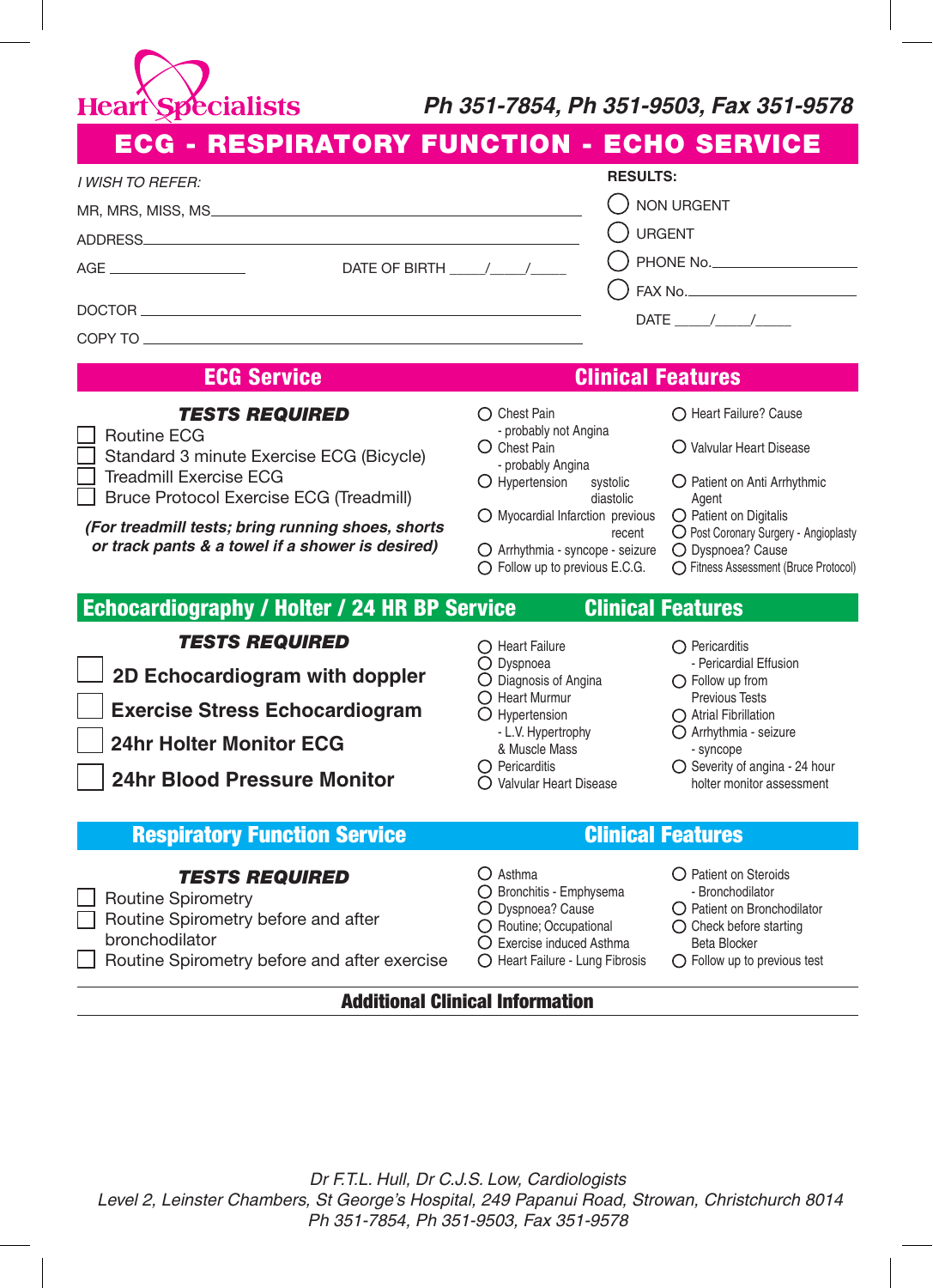Heart Specialists

*Ph 351-7854, Ph 351-9503, Fax 351-9578*

# ECG - RESPIRATORY FUNCTION - ECHO SERVICE

*I WISH TO REFER:*

MR, MRS, MISS, MS ____________________

ADDRESS ____________________

AGE ____________ DATE OF BIRTH ____/____/____

DOCTOR ____________________

COPY TO ____________________

**RESULTS:**

- ◯ NON URGENT
- ◯ URGENT
- ◯ PHONE No. ____________
- ◯ FAX No. ____________

DATE ____/____/____

## ECG Service

### *TESTS REQUIRED*

- ☐ Routine ECG
- ☐ Standard 3 minute Exercise ECG (Bicycle)
- ☐ Treadmill Exercise ECG
- ☐ Bruce Protocol Exercise ECG (Treadmill)

***(For treadmill tests; bring running shoes, shorts or track pants & a towel if a shower is desired)***

## Clinical Features

- ◯ Chest Pain - probably not Angina
- ◯ Chest Pain - probably Angina
- ◯ Hypertension systolic diastolic
- ◯ Myocardial Infarction previous recent
- ◯ Arrhythmia - syncope - seizure
- ◯ Follow up to previous E.C.G.
- ◯ Heart Failure? Cause
- ◯ Valvular Heart Disease
- ◯ Patient on Anti Arrhythmic Agent
- ◯ Patient on Digitalis
- ◯ Post Coronary Surgery - Angioplasty
- ◯ Dyspnoea? Cause
- ◯ Fitness Assessment (Bruce Protocol)

## Echocardiography / Holter / 24 HR BP Service

### *TESTS REQUIRED*

- ☐ **2D Echocardiogram with doppler**
- ☐ **Exercise Stress Echocardiogram**
- ☐ **24hr Holter Monitor ECG**
- ☐ **24hr Blood Pressure Monitor**

## Clinical Features

- ◯ Heart Failure
- ◯ Dyspnoea
- ◯ Diagnosis of Angina
- ◯ Heart Murmur
- ◯ Hypertension - L.V. Hypertrophy & Muscle Mass
- ◯ Pericarditis
- ◯ Valvular Heart Disease
- ◯ Pericarditis - Pericardial Effusion
- ◯ Follow up from Previous Tests
- ◯ Atrial Fibrillation
- ◯ Arrhythmia - seizure - syncope
- ◯ Severity of angina - 24 hour holter monitor assessment

## Respiratory Function Service

### *TESTS REQUIRED*

- ☐ Routine Spirometry
- ☐ Routine Spirometry before and after bronchodilator
- ☐ Routine Spirometry before and after exercise

## Clinical Features

- ◯ Asthma
- ◯ Bronchitis - Emphysema
- ◯ Dyspnoea? Cause
- ◯ Routine; Occupational
- ◯ Exercise induced Asthma
- ◯ Heart Failure - Lung Fibrosis
- ◯ Patient on Steroids - Bronchodilator
- ◯ Patient on Bronchodilator
- ◯ Check before starting Beta Blocker
- ◯ Follow up to previous test

## Additional Clinical Information

*Dr F.T.L. Hull, Dr C.J.S. Low, Cardiologists*
*Level 2, Leinster Chambers, St George's Hospital, 249 Papanui Road, Strowan, Christchurch 8014*
*Ph 351-7854, Ph 351-9503, Fax 351-9578*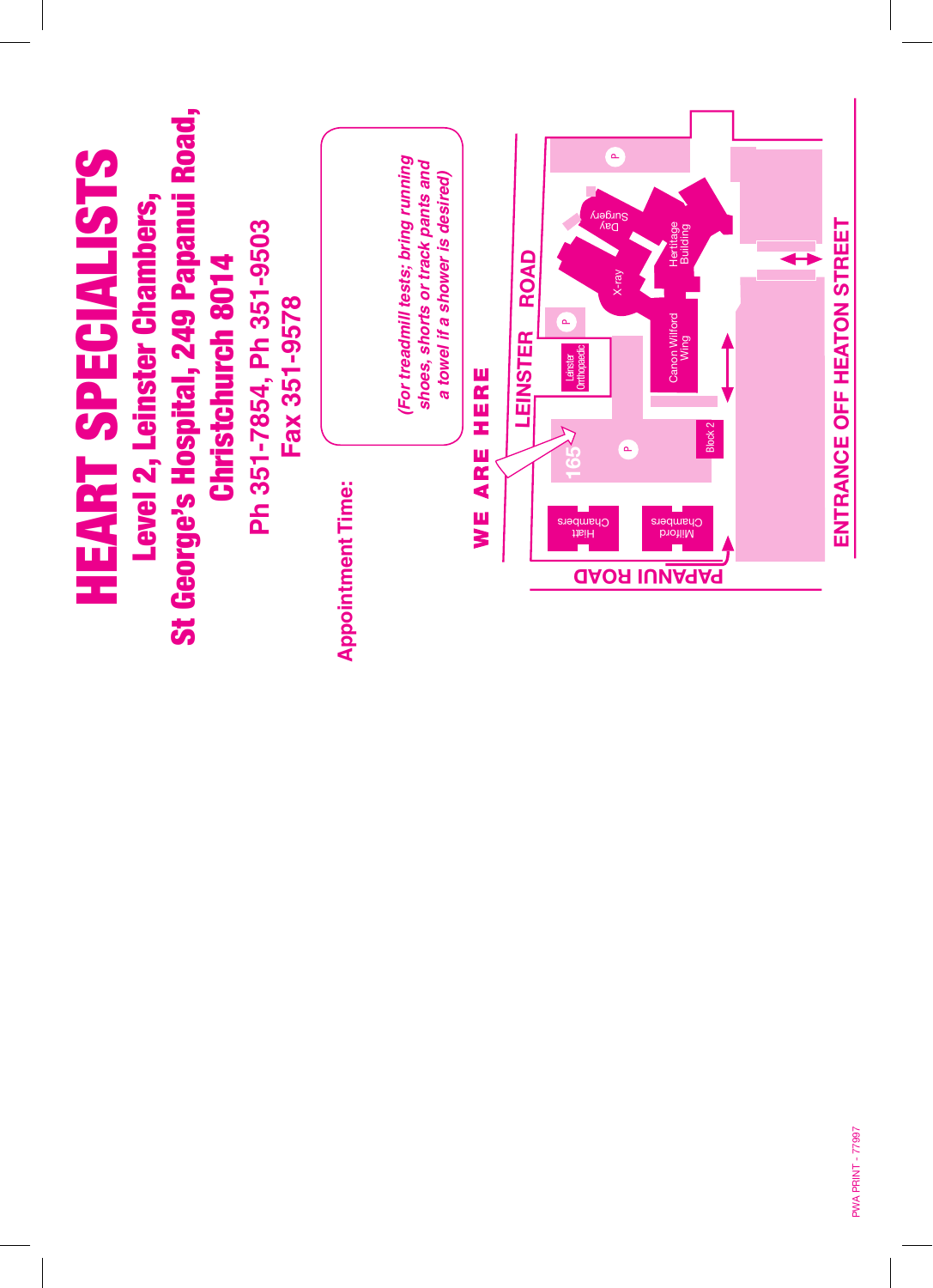# HEART SPECIALISTS

**Level 2, Leinster Chambers,**
**St George's Hospital, 249 Papanui Road,**
**Christchurch 8014**

**Ph 351-7854, Ph 351-9503**
**Fax 351-9578**

Appointment Time:

*(For treadmill tests; bring running shoes, shorts or track pants and a towel if a shower is desired)*

WE ARE HERE

LEINSTER ROAD

PAPANUI ROAD

ENTRANCE OFF HEATON STREET

165

Hiatt Chambers

Milford Chambers

Block 2

Leinster Orthopaedic

Canon Wilford Wing

X-ray

Day Surgery

Heritage Building

P

PWA PRINT - 77997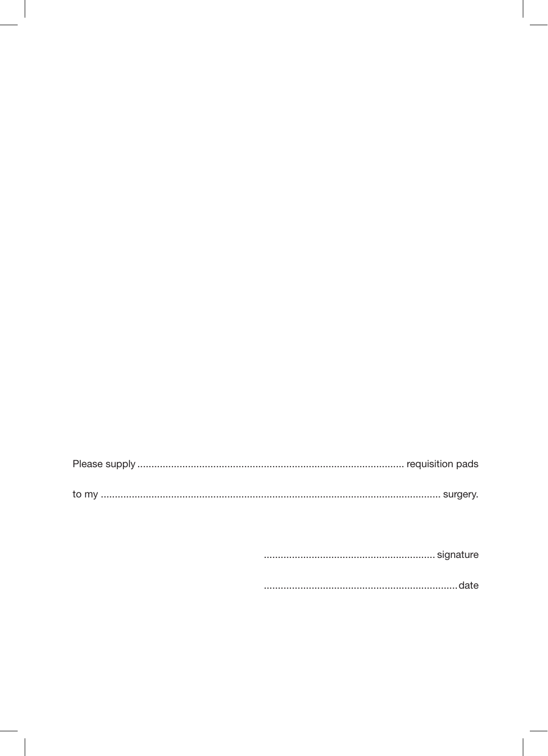Please supply .............................................................................................. requisition pads

to my ........................................................................................................................ surgery.

............................................................. signature

..................................................................... date